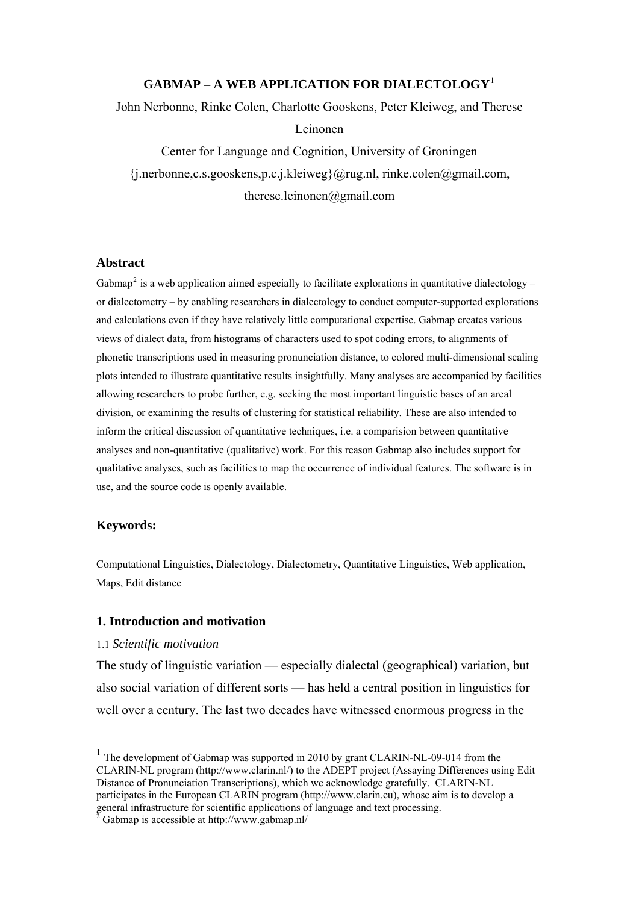# GABMAP – A WEB APPLICATION FOR DIALECTOLOGY[1]

John Nerbonne, Rinke Colen, Charlotte Gooskens, Peter Kleiweg, and Therese Leinonen

Center for Language and Cognition, University of Groningen

{j.nerbonne,c.s.gooskens,p.c.j.kleiweg}@rug.nl, rinke.colen@gmail.com, therese.leinonen@gmail.com

## Abstract

Gabmap[2] is a web application aimed especially to facilitate explorations in quantitative dialectology – or dialectometry – by enabling researchers in dialectology to conduct computer-supported explorations and calculations even if they have relatively little computational expertise. Gabmap creates various views of dialect data, from histograms of characters used to spot coding errors, to alignments of phonetic transcriptions used in measuring pronunciation distance, to colored multi-dimensional scaling plots intended to illustrate quantitative results insightfully. Many analyses are accompanied by facilities allowing researchers to probe further, e.g. seeking the most important linguistic bases of an areal division, or examining the results of clustering for statistical reliability. These are also intended to inform the critical discussion of quantitative techniques, i.e. a comparision between quantitative analyses and non-quantitative (qualitative) work. For this reason Gabmap also includes support for qualitative analyses, such as facilities to map the occurrence of individual features. The software is in use, and the source code is openly available.

## Keywords:

Computational Linguistics, Dialectology, Dialectometry, Quantitative Linguistics, Web application, Maps, Edit distance

## 1. Introduction and motivation

### 1.1 *Scientific motivation*

The study of linguistic variation — especially dialectal (geographical) variation, but also social variation of different sorts — has held a central position in linguistics for well over a century. The last two decades have witnessed enormous progress in the

---

[1] The development of Gabmap was supported in 2010 by grant CLARIN-NL-09-014 from the CLARIN-NL program (http://www.clarin.nl/) to the ADEPT project (Assaying Differences using Edit Distance of Pronunciation Transcriptions), which we acknowledge gratefully. CLARIN-NL participates in the European CLARIN program (http://www.clarin.eu), whose aim is to develop a general infrastructure for scientific applications of language and text processing.

[2] Gabmap is accessible at http://www.gabmap.nl/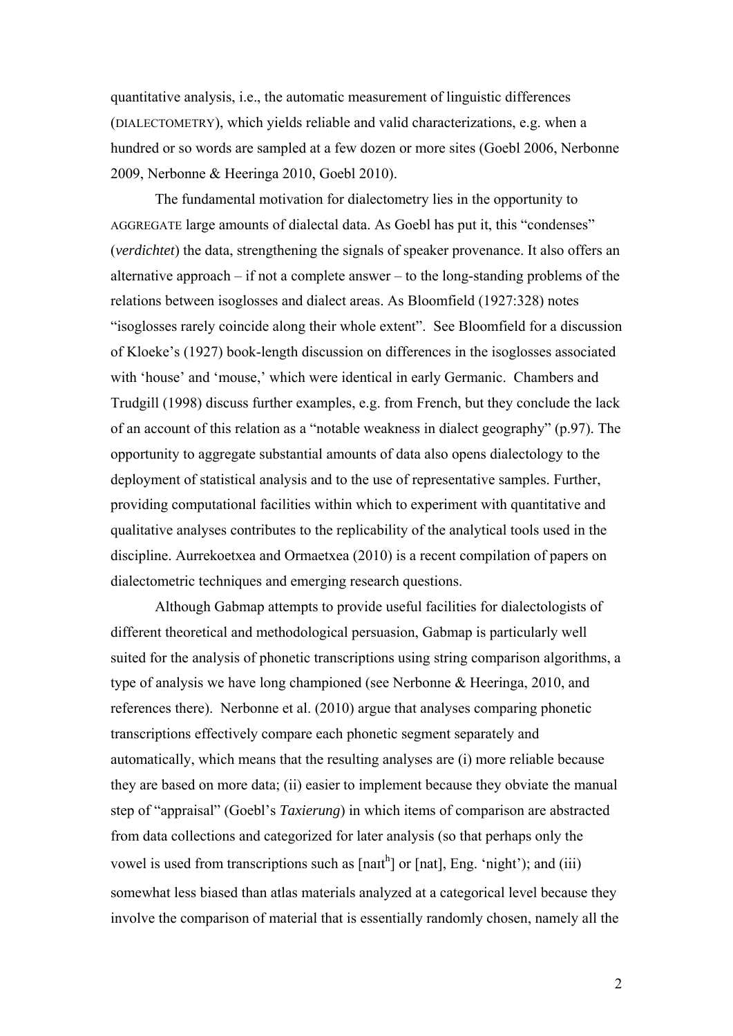quantitative analysis, i.e., the automatic measurement of linguistic differences (DIALECTOMETRY), which yields reliable and valid characterizations, e.g. when a hundred or so words are sampled at a few dozen or more sites (Goebl 2006, Nerbonne 2009, Nerbonne & Heeringa 2010, Goebl 2010).

The fundamental motivation for dialectometry lies in the opportunity to AGGREGATE large amounts of dialectal data. As Goebl has put it, this "condenses" (*verdichtet*) the data, strengthening the signals of speaker provenance. It also offers an alternative approach – if not a complete answer – to the long-standing problems of the relations between isoglosses and dialect areas. As Bloomfield (1927:328) notes "isoglosses rarely coincide along their whole extent". See Bloomfield for a discussion of Kloeke's (1927) book-length discussion on differences in the isoglosses associated with 'house' and 'mouse,' which were identical in early Germanic. Chambers and Trudgill (1998) discuss further examples, e.g. from French, but they conclude the lack of an account of this relation as a "notable weakness in dialect geography" (p.97). The opportunity to aggregate substantial amounts of data also opens dialectology to the deployment of statistical analysis and to the use of representative samples. Further, providing computational facilities within which to experiment with quantitative and qualitative analyses contributes to the replicability of the analytical tools used in the discipline. Aurrekoetxea and Ormaetxea (2010) is a recent compilation of papers on dialectometric techniques and emerging research questions.

Although Gabmap attempts to provide useful facilities for dialectologists of different theoretical and methodological persuasion, Gabmap is particularly well suited for the analysis of phonetic transcriptions using string comparison algorithms, a type of analysis we have long championed (see Nerbonne & Heeringa, 2010, and references there). Nerbonne et al. (2010) argue that analyses comparing phonetic transcriptions effectively compare each phonetic segment separately and automatically, which means that the resulting analyses are (i) more reliable because they are based on more data; (ii) easier to implement because they obviate the manual step of "appraisal" (Goebl's *Taxierung*) in which items of comparison are abstracted from data collections and categorized for later analysis (so that perhaps only the vowel is used from transcriptions such as [naɪtʰ] or [nat], Eng. 'night'); and (iii) somewhat less biased than atlas materials analyzed at a categorical level because they involve the comparison of material that is essentially randomly chosen, namely all the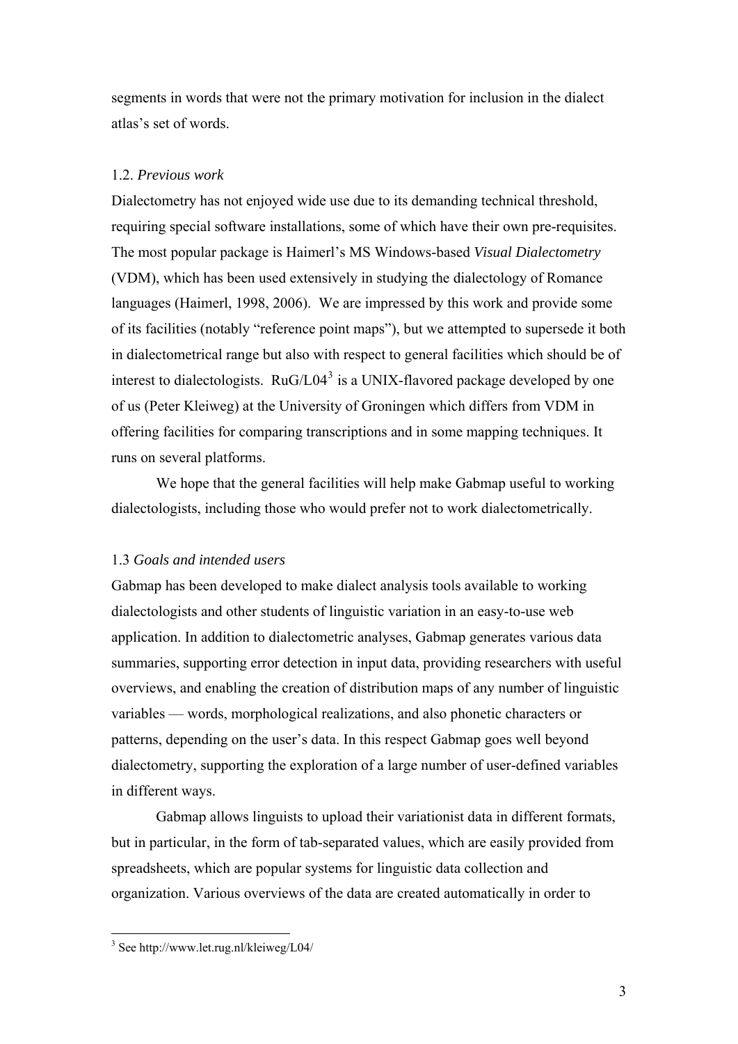segments in words that were not the primary motivation for inclusion in the dialect atlas's set of words.

### 1.2. *Previous work*

Dialectometry has not enjoyed wide use due to its demanding technical threshold, requiring special software installations, some of which have their own pre-requisites. The most popular package is Haimerl's MS Windows-based *Visual Dialectometry* (VDM), which has been used extensively in studying the dialectology of Romance languages (Haimerl, 1998, 2006). We are impressed by this work and provide some of its facilities (notably "reference point maps"), but we attempted to supersede it both in dialectometrical range but also with respect to general facilities which should be of interest to dialectologists. RuG/L04[3] is a UNIX-flavored package developed by one of us (Peter Kleiweg) at the University of Groningen which differs from VDM in offering facilities for comparing transcriptions and in some mapping techniques. It runs on several platforms.

We hope that the general facilities will help make Gabmap useful to working dialectologists, including those who would prefer not to work dialectometrically.

### 1.3 *Goals and intended users*

Gabmap has been developed to make dialect analysis tools available to working dialectologists and other students of linguistic variation in an easy-to-use web application. In addition to dialectometric analyses, Gabmap generates various data summaries, supporting error detection in input data, providing researchers with useful overviews, and enabling the creation of distribution maps of any number of linguistic variables — words, morphological realizations, and also phonetic characters or patterns, depending on the user's data. In this respect Gabmap goes well beyond dialectometry, supporting the exploration of a large number of user-defined variables in different ways.

Gabmap allows linguists to upload their variationist data in different formats, but in particular, in the form of tab-separated values, which are easily provided from spreadsheets, which are popular systems for linguistic data collection and organization. Various overviews of the data are created automatically in order to

[3] See http://www.let.rug.nl/kleiweg/L04/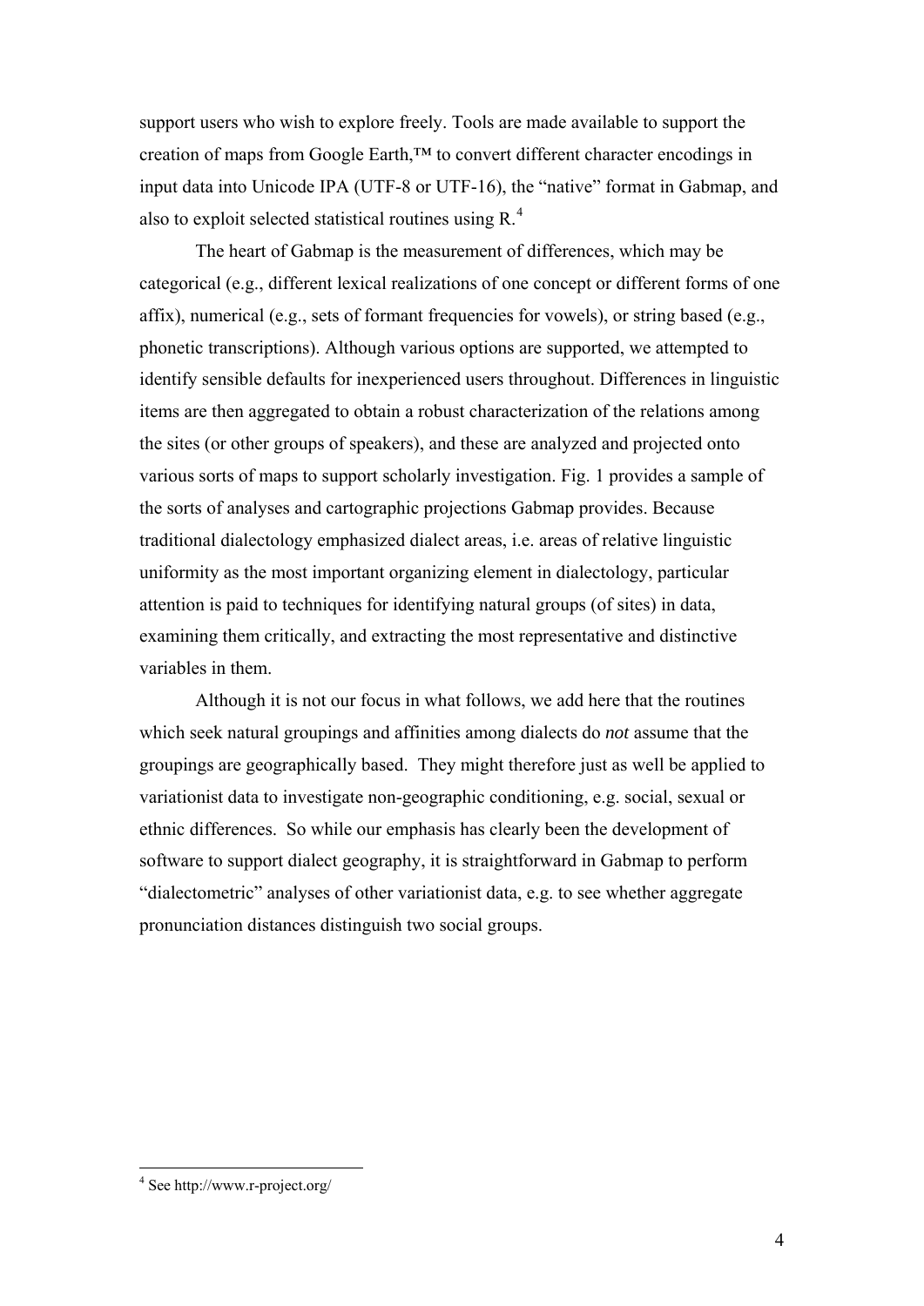support users who wish to explore freely. Tools are made available to support the creation of maps from Google Earth,™ to convert different character encodings in input data into Unicode IPA (UTF-8 or UTF-16), the "native" format in Gabmap, and also to exploit selected statistical routines using R.[4]

The heart of Gabmap is the measurement of differences, which may be categorical (e.g., different lexical realizations of one concept or different forms of one affix), numerical (e.g., sets of formant frequencies for vowels), or string based (e.g., phonetic transcriptions). Although various options are supported, we attempted to identify sensible defaults for inexperienced users throughout. Differences in linguistic items are then aggregated to obtain a robust characterization of the relations among the sites (or other groups of speakers), and these are analyzed and projected onto various sorts of maps to support scholarly investigation. Fig. 1 provides a sample of the sorts of analyses and cartographic projections Gabmap provides. Because traditional dialectology emphasized dialect areas, i.e. areas of relative linguistic uniformity as the most important organizing element in dialectology, particular attention is paid to techniques for identifying natural groups (of sites) in data, examining them critically, and extracting the most representative and distinctive variables in them.

Although it is not our focus in what follows, we add here that the routines which seek natural groupings and affinities among dialects do *not* assume that the groupings are geographically based. They might therefore just as well be applied to variationist data to investigate non-geographic conditioning, e.g. social, sexual or ethnic differences. So while our emphasis has clearly been the development of software to support dialect geography, it is straightforward in Gabmap to perform "dialectometric" analyses of other variationist data, e.g. to see whether aggregate pronunciation distances distinguish two social groups.

---

[4] See http://www.r-project.org/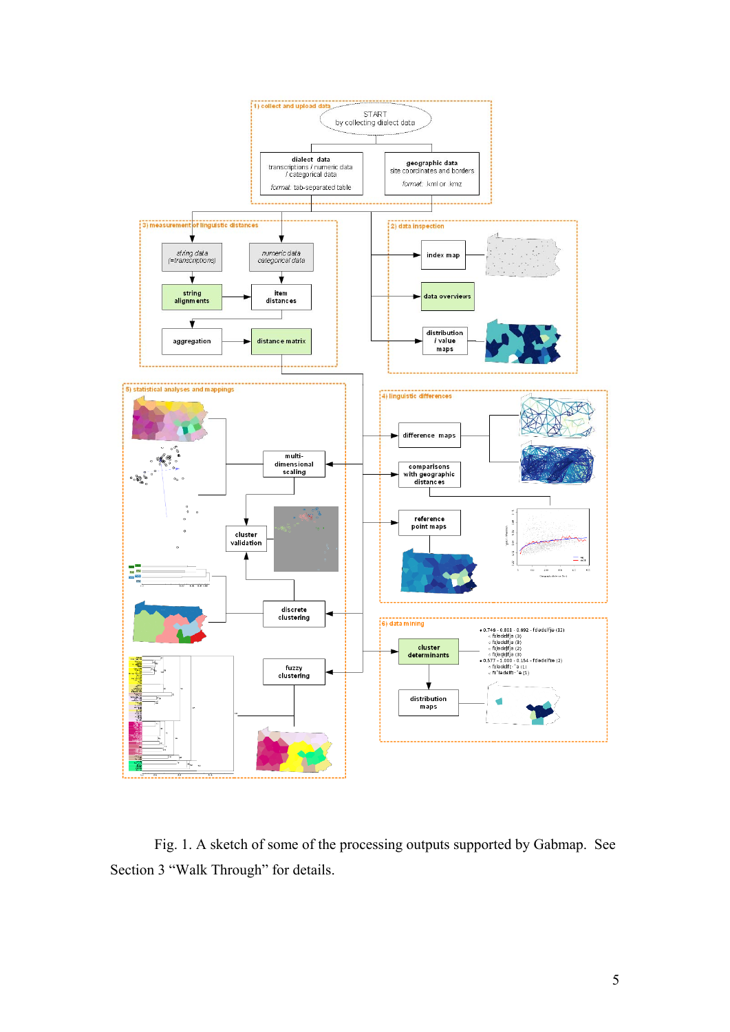Fig. 1. A sketch of some of the processing outputs supported by Gabmap. See Section 3 "Walk Through" for details.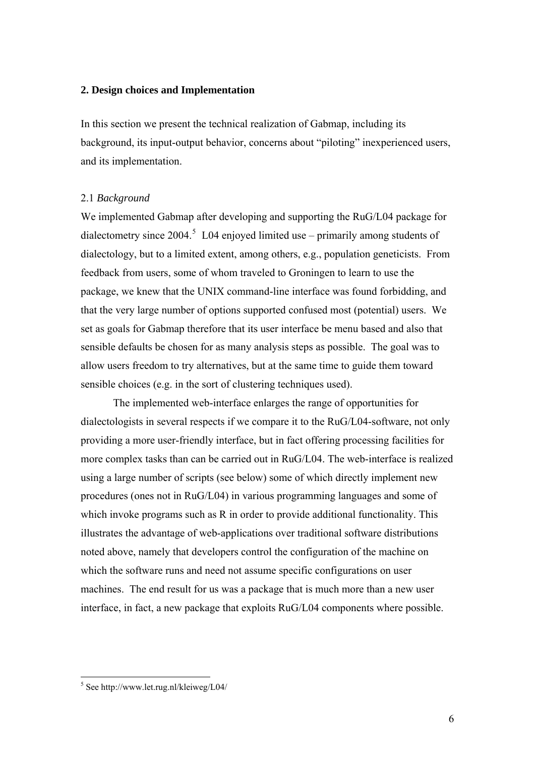## 2. Design choices and Implementation

In this section we present the technical realization of Gabmap, including its background, its input-output behavior, concerns about "piloting" inexperienced users, and its implementation.

### 2.1 *Background*

We implemented Gabmap after developing and supporting the RuG/L04 package for dialectometry since 2004.[5] L04 enjoyed limited use – primarily among students of dialectology, but to a limited extent, among others, e.g., population geneticists. From feedback from users, some of whom traveled to Groningen to learn to use the package, we knew that the UNIX command-line interface was found forbidding, and that the very large number of options supported confused most (potential) users. We set as goals for Gabmap therefore that its user interface be menu based and also that sensible defaults be chosen for as many analysis steps as possible. The goal was to allow users freedom to try alternatives, but at the same time to guide them toward sensible choices (e.g. in the sort of clustering techniques used).

The implemented web-interface enlarges the range of opportunities for dialectologists in several respects if we compare it to the RuG/L04-software, not only providing a more user-friendly interface, but in fact offering processing facilities for more complex tasks than can be carried out in RuG/L04. The web-interface is realized using a large number of scripts (see below) some of which directly implement new procedures (ones not in RuG/L04) in various programming languages and some of which invoke programs such as R in order to provide additional functionality. This illustrates the advantage of web-applications over traditional software distributions noted above, namely that developers control the configuration of the machine on which the software runs and need not assume specific configurations on user machines. The end result for us was a package that is much more than a new user interface, in fact, a new package that exploits RuG/L04 components where possible.

---

[5] See http://www.let.rug.nl/kleiweg/L04/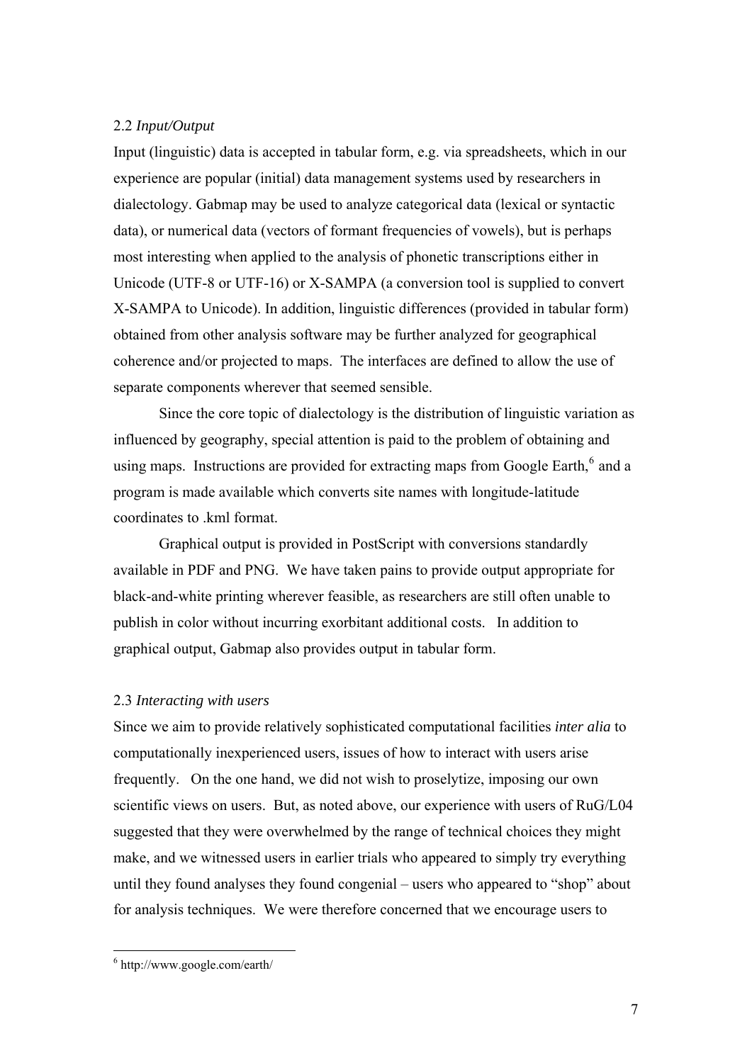## 2.2 *Input/Output*

Input (linguistic) data is accepted in tabular form, e.g. via spreadsheets, which in our experience are popular (initial) data management systems used by researchers in dialectology. Gabmap may be used to analyze categorical data (lexical or syntactic data), or numerical data (vectors of formant frequencies of vowels), but is perhaps most interesting when applied to the analysis of phonetic transcriptions either in Unicode (UTF-8 or UTF-16) or X-SAMPA (a conversion tool is supplied to convert X-SAMPA to Unicode). In addition, linguistic differences (provided in tabular form) obtained from other analysis software may be further analyzed for geographical coherence and/or projected to maps. The interfaces are defined to allow the use of separate components wherever that seemed sensible.

Since the core topic of dialectology is the distribution of linguistic variation as influenced by geography, special attention is paid to the problem of obtaining and using maps. Instructions are provided for extracting maps from Google Earth,[6] and a program is made available which converts site names with longitude-latitude coordinates to .kml format.

Graphical output is provided in PostScript with conversions standardly available in PDF and PNG. We have taken pains to provide output appropriate for black-and-white printing wherever feasible, as researchers are still often unable to publish in color without incurring exorbitant additional costs. In addition to graphical output, Gabmap also provides output in tabular form.

## 2.3 *Interacting with users*

Since we aim to provide relatively sophisticated computational facilities *inter alia* to computationally inexperienced users, issues of how to interact with users arise frequently. On the one hand, we did not wish to proselytize, imposing our own scientific views on users. But, as noted above, our experience with users of RuG/L04 suggested that they were overwhelmed by the range of technical choices they might make, and we witnessed users in earlier trials who appeared to simply try everything until they found analyses they found congenial – users who appeared to "shop" about for analysis techniques. We were therefore concerned that we encourage users to

---

[6] http://www.google.com/earth/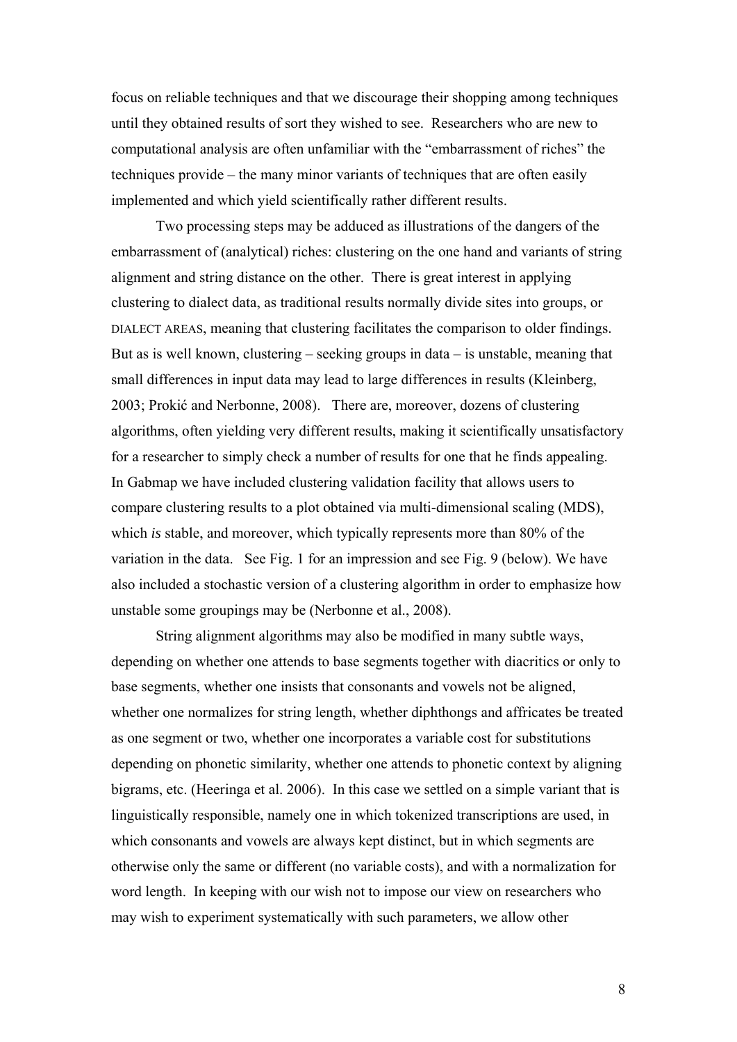focus on reliable techniques and that we discourage their shopping among techniques until they obtained results of sort they wished to see. Researchers who are new to computational analysis are often unfamiliar with the "embarrassment of riches" the techniques provide – the many minor variants of techniques that are often easily implemented and which yield scientifically rather different results.

Two processing steps may be adduced as illustrations of the dangers of the embarrassment of (analytical) riches: clustering on the one hand and variants of string alignment and string distance on the other. There is great interest in applying clustering to dialect data, as traditional results normally divide sites into groups, or DIALECT AREAS, meaning that clustering facilitates the comparison to older findings. But as is well known, clustering – seeking groups in data – is unstable, meaning that small differences in input data may lead to large differences in results (Kleinberg, 2003; Prokić and Nerbonne, 2008). There are, moreover, dozens of clustering algorithms, often yielding very different results, making it scientifically unsatisfactory for a researcher to simply check a number of results for one that he finds appealing. In Gabmap we have included clustering validation facility that allows users to compare clustering results to a plot obtained via multi-dimensional scaling (MDS), which *is* stable, and moreover, which typically represents more than 80% of the variation in the data. See Fig. 1 for an impression and see Fig. 9 (below). We have also included a stochastic version of a clustering algorithm in order to emphasize how unstable some groupings may be (Nerbonne et al., 2008).

String alignment algorithms may also be modified in many subtle ways, depending on whether one attends to base segments together with diacritics or only to base segments, whether one insists that consonants and vowels not be aligned, whether one normalizes for string length, whether diphthongs and affricates be treated as one segment or two, whether one incorporates a variable cost for substitutions depending on phonetic similarity, whether one attends to phonetic context by aligning bigrams, etc. (Heeringa et al. 2006). In this case we settled on a simple variant that is linguistically responsible, namely one in which tokenized transcriptions are used, in which consonants and vowels are always kept distinct, but in which segments are otherwise only the same or different (no variable costs), and with a normalization for word length. In keeping with our wish not to impose our view on researchers who may wish to experiment systematically with such parameters, we allow other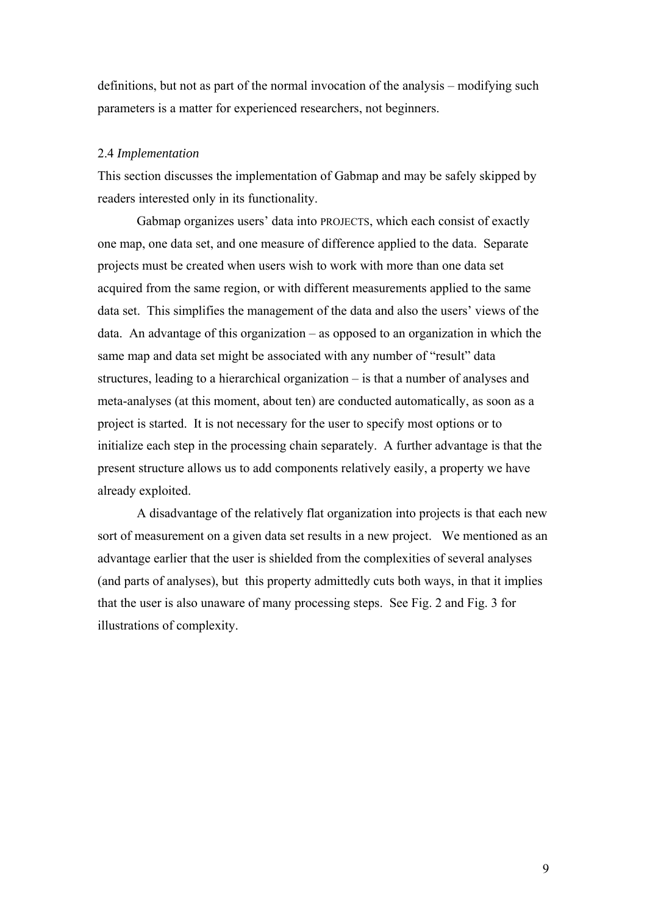definitions, but not as part of the normal invocation of the analysis – modifying such parameters is a matter for experienced researchers, not beginners.

### 2.4 *Implementation*

This section discusses the implementation of Gabmap and may be safely skipped by readers interested only in its functionality.

Gabmap organizes users' data into PROJECTS, which each consist of exactly one map, one data set, and one measure of difference applied to the data. Separate projects must be created when users wish to work with more than one data set acquired from the same region, or with different measurements applied to the same data set. This simplifies the management of the data and also the users' views of the data. An advantage of this organization – as opposed to an organization in which the same map and data set might be associated with any number of "result" data structures, leading to a hierarchical organization – is that a number of analyses and meta-analyses (at this moment, about ten) are conducted automatically, as soon as a project is started. It is not necessary for the user to specify most options or to initialize each step in the processing chain separately. A further advantage is that the present structure allows us to add components relatively easily, a property we have already exploited.

A disadvantage of the relatively flat organization into projects is that each new sort of measurement on a given data set results in a new project. We mentioned as an advantage earlier that the user is shielded from the complexities of several analyses (and parts of analyses), but this property admittedly cuts both ways, in that it implies that the user is also unaware of many processing steps. See Fig. 2 and Fig. 3 for illustrations of complexity.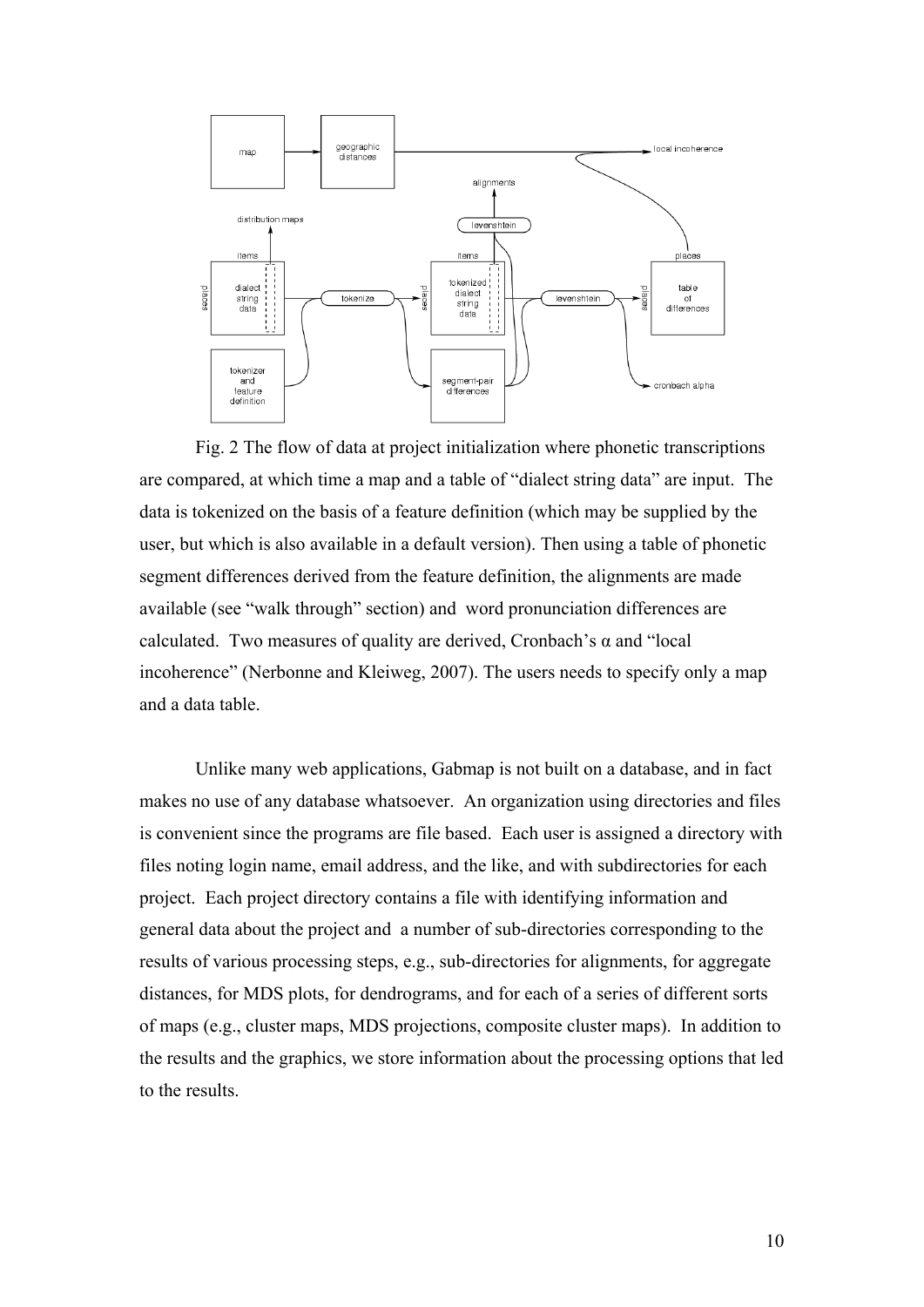Fig. 2 The flow of data at project initialization where phonetic transcriptions are compared, at which time a map and a table of "dialect string data" are input. The data is tokenized on the basis of a feature definition (which may be supplied by the user, but which is also available in a default version). Then using a table of phonetic segment differences derived from the feature definition, the alignments are made available (see "walk through" section) and word pronunciation differences are calculated. Two measures of quality are derived, Cronbach's α and "local incoherence" (Nerbonne and Kleiweg, 2007). The users needs to specify only a map and a data table.

Unlike many web applications, Gabmap is not built on a database, and in fact makes no use of any database whatsoever. An organization using directories and files is convenient since the programs are file based. Each user is assigned a directory with files noting login name, email address, and the like, and with subdirectories for each project. Each project directory contains a file with identifying information and general data about the project and a number of sub-directories corresponding to the results of various processing steps, e.g., sub-directories for alignments, for aggregate distances, for MDS plots, for dendrograms, and for each of a series of different sorts of maps (e.g., cluster maps, MDS projections, composite cluster maps). In addition to the results and the graphics, we store information about the processing options that led to the results.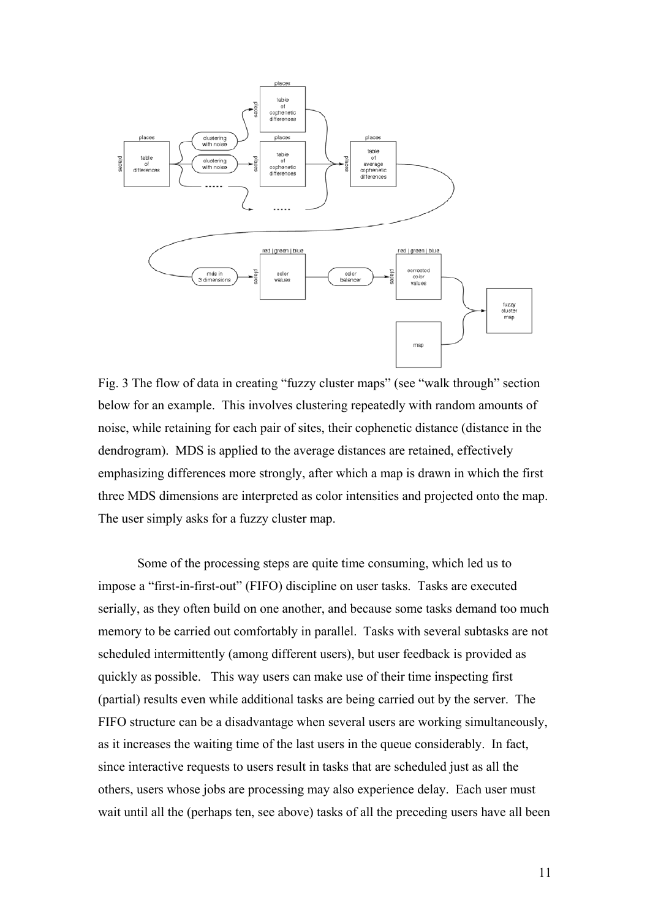Fig. 3 The flow of data in creating "fuzzy cluster maps" (see "walk through" section below for an example. This involves clustering repeatedly with random amounts of noise, while retaining for each pair of sites, their cophenetic distance (distance in the dendrogram). MDS is applied to the average distances are retained, effectively emphasizing differences more strongly, after which a map is drawn in which the first three MDS dimensions are interpreted as color intensities and projected onto the map. The user simply asks for a fuzzy cluster map.

Some of the processing steps are quite time consuming, which led us to impose a "first-in-first-out" (FIFO) discipline on user tasks. Tasks are executed serially, as they often build on one another, and because some tasks demand too much memory to be carried out comfortably in parallel. Tasks with several subtasks are not scheduled intermittently (among different users), but user feedback is provided as quickly as possible. This way users can make use of their time inspecting first (partial) results even while additional tasks are being carried out by the server. The FIFO structure can be a disadvantage when several users are working simultaneously, as it increases the waiting time of the last users in the queue considerably. In fact, since interactive requests to users result in tasks that are scheduled just as all the others, users whose jobs are processing may also experience delay. Each user must wait until all the (perhaps ten, see above) tasks of all the preceding users have all been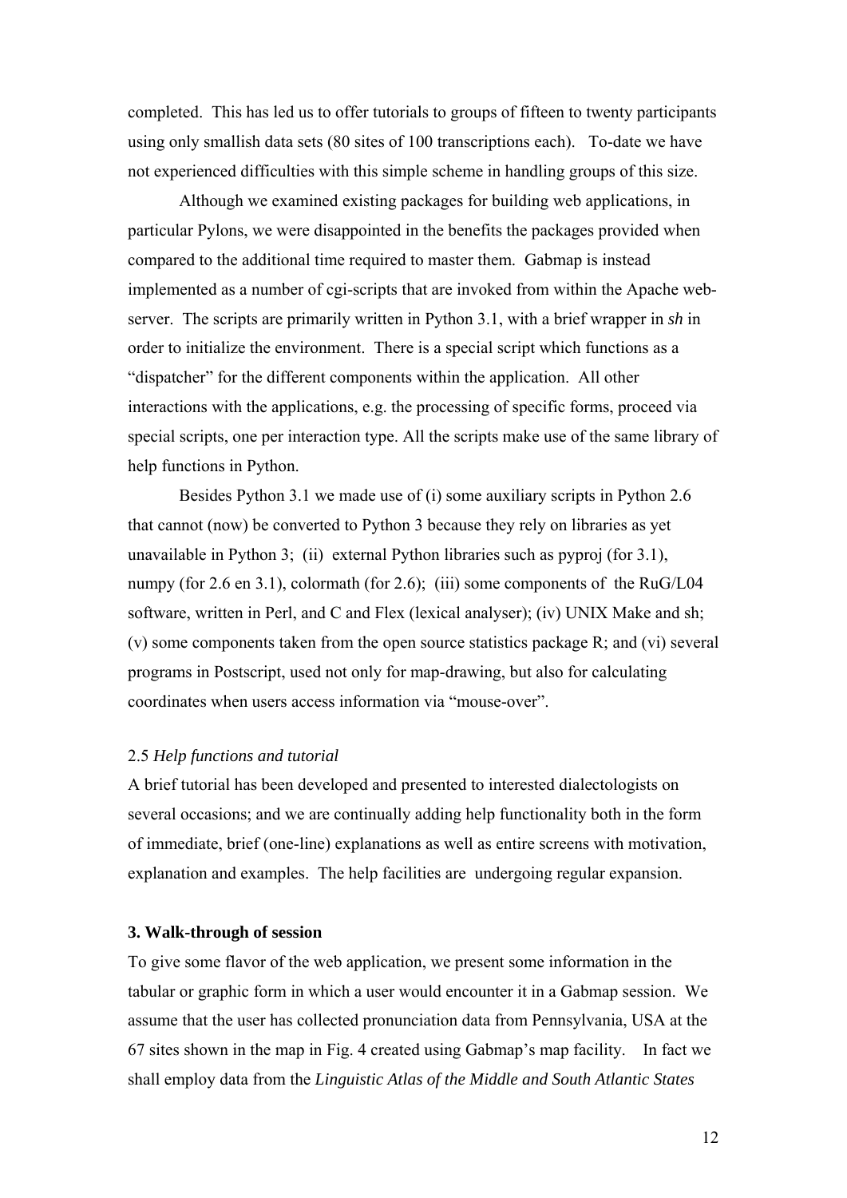completed. This has led us to offer tutorials to groups of fifteen to twenty participants using only smallish data sets (80 sites of 100 transcriptions each). To-date we have not experienced difficulties with this simple scheme in handling groups of this size.

Although we examined existing packages for building web applications, in particular Pylons, we were disappointed in the benefits the packages provided when compared to the additional time required to master them. Gabmap is instead implemented as a number of cgi-scripts that are invoked from within the Apache web-server. The scripts are primarily written in Python 3.1, with a brief wrapper in *sh* in order to initialize the environment. There is a special script which functions as a "dispatcher" for the different components within the application. All other interactions with the applications, e.g. the processing of specific forms, proceed via special scripts, one per interaction type. All the scripts make use of the same library of help functions in Python.

Besides Python 3.1 we made use of (i) some auxiliary scripts in Python 2.6 that cannot (now) be converted to Python 3 because they rely on libraries as yet unavailable in Python 3; (ii) external Python libraries such as pyproj (for 3.1), numpy (for 2.6 en 3.1), colormath (for 2.6); (iii) some components of the RuG/L04 software, written in Perl, and C and Flex (lexical analyser); (iv) UNIX Make and sh; (v) some components taken from the open source statistics package R; and (vi) several programs in Postscript, used not only for map-drawing, but also for calculating coordinates when users access information via "mouse-over".

### 2.5 *Help functions and tutorial*

A brief tutorial has been developed and presented to interested dialectologists on several occasions; and we are continually adding help functionality both in the form of immediate, brief (one-line) explanations as well as entire screens with motivation, explanation and examples. The help facilities are undergoing regular expansion.

## 3. Walk-through of session

To give some flavor of the web application, we present some information in the tabular or graphic form in which a user would encounter it in a Gabmap session. We assume that the user has collected pronunciation data from Pennsylvania, USA at the 67 sites shown in the map in Fig. 4 created using Gabmap's map facility. In fact we shall employ data from the *Linguistic Atlas of the Middle and South Atlantic States*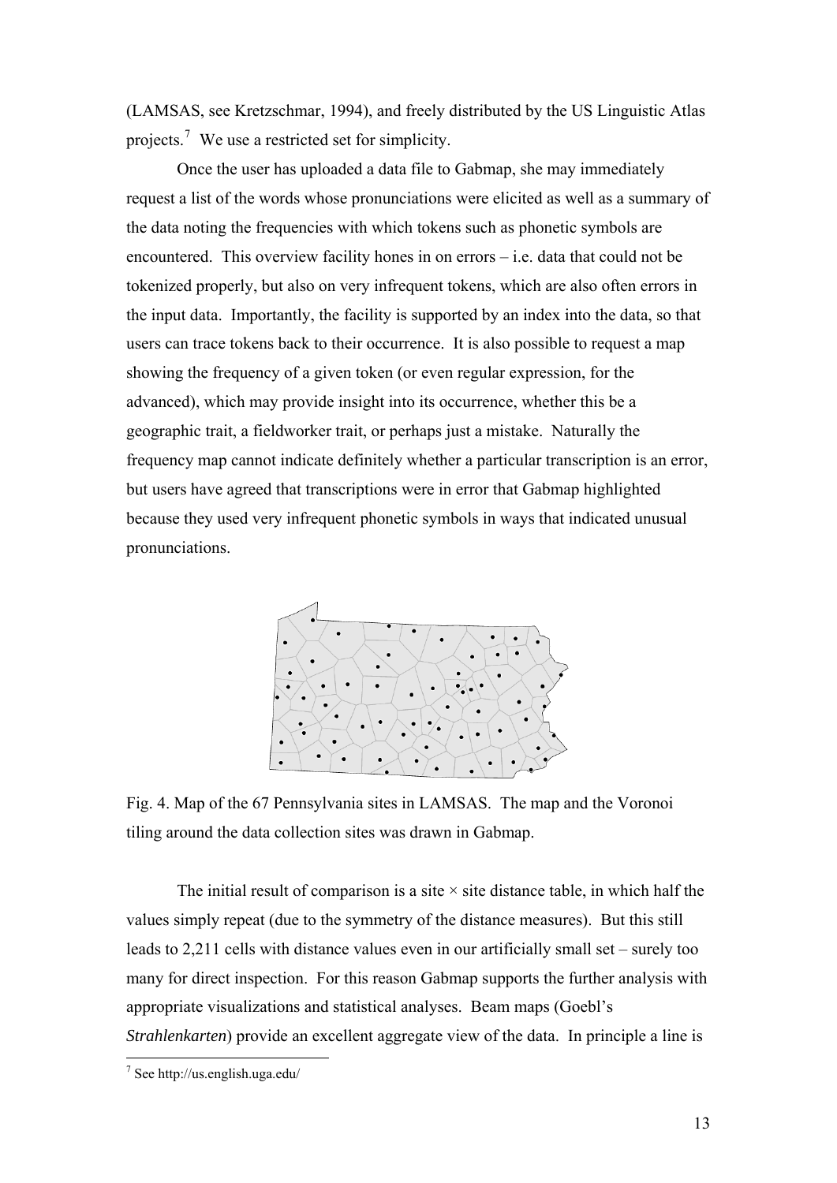(LAMSAS, see Kretzschmar, 1994), and freely distributed by the US Linguistic Atlas projects.[7] We use a restricted set for simplicity.

Once the user has uploaded a data file to Gabmap, she may immediately request a list of the words whose pronunciations were elicited as well as a summary of the data noting the frequencies with which tokens such as phonetic symbols are encountered. This overview facility hones in on errors – i.e. data that could not be tokenized properly, but also on very infrequent tokens, which are also often errors in the input data. Importantly, the facility is supported by an index into the data, so that users can trace tokens back to their occurrence. It is also possible to request a map showing the frequency of a given token (or even regular expression, for the advanced), which may provide insight into its occurrence, whether this be a geographic trait, a fieldworker trait, or perhaps just a mistake. Naturally the frequency map cannot indicate definitely whether a particular transcription is an error, but users have agreed that transcriptions were in error that Gabmap highlighted because they used very infrequent phonetic symbols in ways that indicated unusual pronunciations.

Fig. 4. Map of the 67 Pennsylvania sites in LAMSAS. The map and the Voronoi tiling around the data collection sites was drawn in Gabmap.

The initial result of comparison is a site × site distance table, in which half the values simply repeat (due to the symmetry of the distance measures). But this still leads to 2,211 cells with distance values even in our artificially small set – surely too many for direct inspection. For this reason Gabmap supports the further analysis with appropriate visualizations and statistical analyses. Beam maps (Goebl's *Strahlenkarten*) provide an excellent aggregate view of the data. In principle a line is

[7] See http://us.english.uga.edu/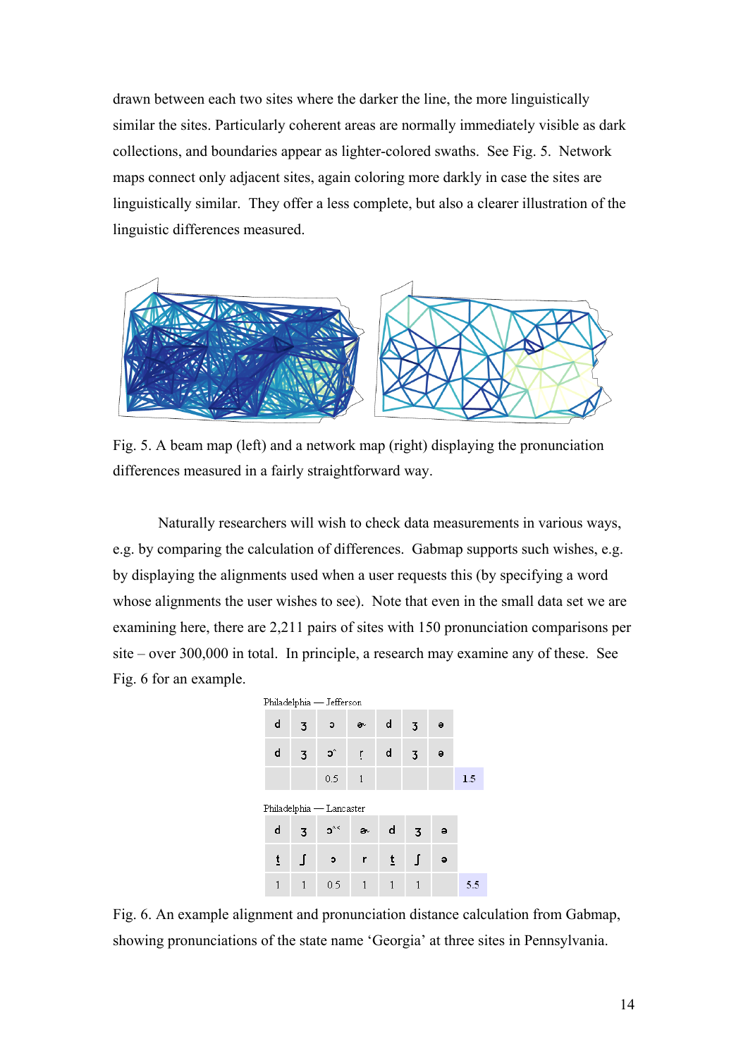drawn between each two sites where the darker the line, the more linguistically similar the sites. Particularly coherent areas are normally immediately visible as dark collections, and boundaries appear as lighter-colored swaths. See Fig. 5. Network maps connect only adjacent sites, again coloring more darkly in case the sites are linguistically similar. They offer a less complete, but also a clearer illustration of the linguistic differences measured.

Fig. 5. A beam map (left) and a network map (right) displaying the pronunciation differences measured in a fairly straightforward way.

Naturally researchers will wish to check data measurements in various ways, e.g. by comparing the calculation of differences. Gabmap supports such wishes, e.g. by displaying the alignments used when a user requests this (by specifying a word whose alignments the user wishes to see). Note that even in the small data set we are examining here, there are 2,211 pairs of sites with 150 pronunciation comparisons per site – over 300,000 in total. In principle, a research may examine any of these. See Fig. 6 for an example.

Philadelphia — Jefferson

| d | ʒ | ɔ | ɚ | d | ʒ | ə | |
|---|---|---|---|---|---|---|---|
| d | ʒ | ɔ˔ | ɾ | d | ʒ | ə | |
| | | 0.5 | 1 | | | | 1.5 |

Philadelphia — Lancaster

| d | ʒ | ɔ˄˂ | ɚ | d | ʒ | ə | |
|---|---|---|---|---|---|---|---|
| t̪ | ʃ | ɔ | r | t̪ | ʃ | ə | |
| 1 | 1 | 0.5 | 1 | 1 | 1 | | 5.5 |

Fig. 6. An example alignment and pronunciation distance calculation from Gabmap, showing pronunciations of the state name 'Georgia' at three sites in Pennsylvania.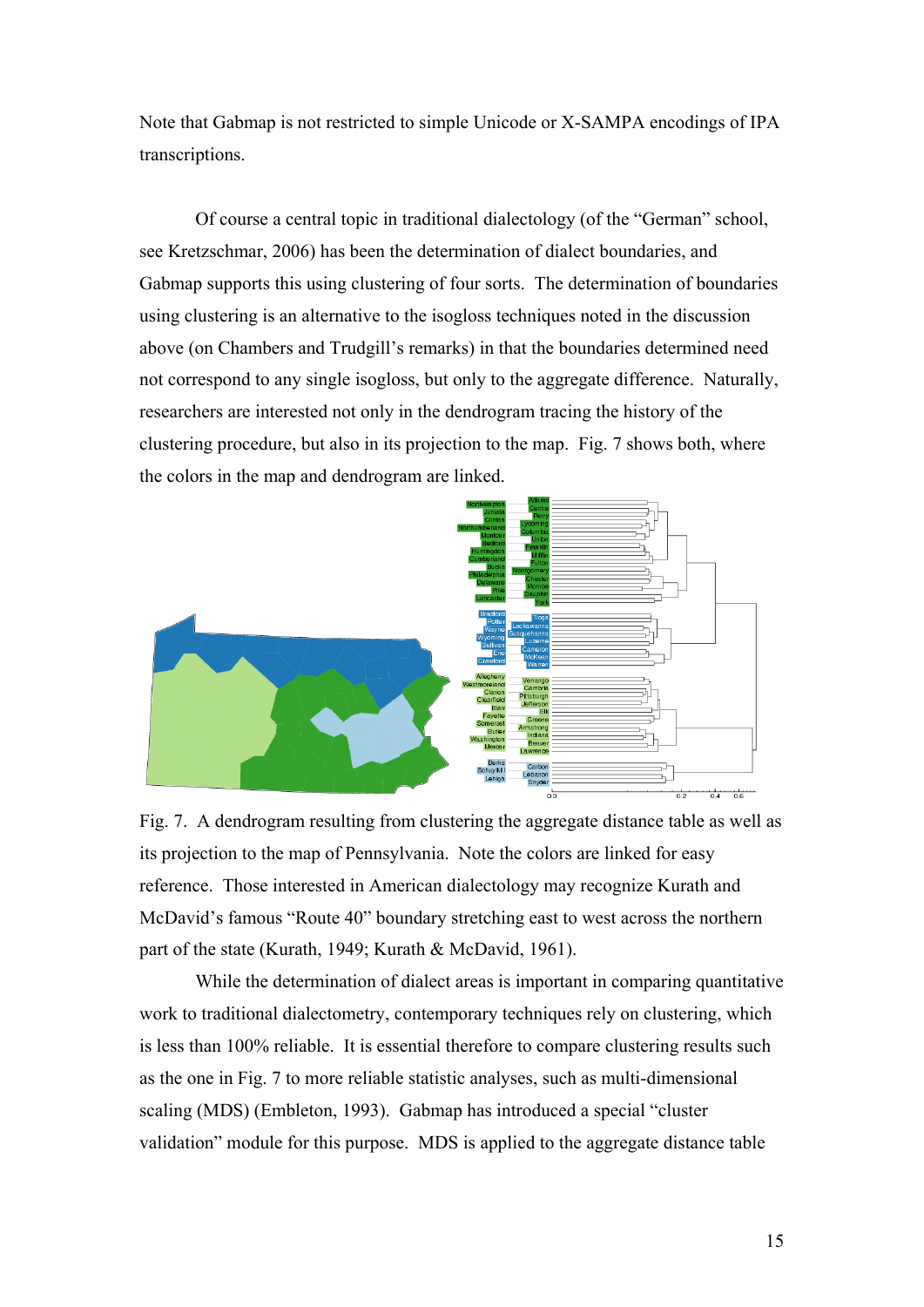Note that Gabmap is not restricted to simple Unicode or X-SAMPA encodings of IPA transcriptions.

Of course a central topic in traditional dialectology (of the "German" school, see Kretzschmar, 2006) has been the determination of dialect boundaries, and Gabmap supports this using clustering of four sorts. The determination of boundaries using clustering is an alternative to the isogloss techniques noted in the discussion above (on Chambers and Trudgill's remarks) in that the boundaries determined need not correspond to any single isogloss, but only to the aggregate difference. Naturally, researchers are interested not only in the dendrogram tracing the history of the clustering procedure, but also in its projection to the map. Fig. 7 shows both, where the colors in the map and dendrogram are linked.

Fig. 7. A dendrogram resulting from clustering the aggregate distance table as well as its projection to the map of Pennsylvania. Note the colors are linked for easy reference. Those interested in American dialectology may recognize Kurath and McDavid's famous "Route 40" boundary stretching east to west across the northern part of the state (Kurath, 1949; Kurath & McDavid, 1961).

While the determination of dialect areas is important in comparing quantitative work to traditional dialectometry, contemporary techniques rely on clustering, which is less than 100% reliable. It is essential therefore to compare clustering results such as the one in Fig. 7 to more reliable statistic analyses, such as multi-dimensional scaling (MDS) (Embleton, 1993). Gabmap has introduced a special "cluster validation" module for this purpose. MDS is applied to the aggregate distance table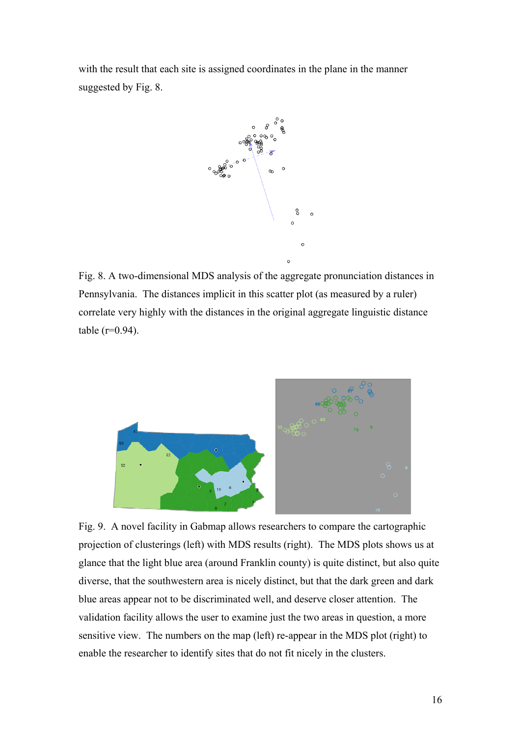with the result that each site is assigned coordinates in the plane in the manner suggested by Fig. 8.

Fig. 8. A two-dimensional MDS analysis of the aggregate pronunciation distances in Pennsylvania. The distances implicit in this scatter plot (as measured by a ruler) correlate very highly with the distances in the original aggregate linguistic distance table (r=0.94).

Fig. 9. A novel facility in Gabmap allows researchers to compare the cartographic projection of clusterings (left) with MDS results (right). The MDS plots shows us at glance that the light blue area (around Franklin county) is quite distinct, but also quite diverse, that the southwestern area is nicely distinct, but that the dark green and dark blue areas appear not to be discriminated well, and deserve closer attention. The validation facility allows the user to examine just the two areas in question, a more sensitive view. The numbers on the map (left) re-appear in the MDS plot (right) to enable the researcher to identify sites that do not fit nicely in the clusters.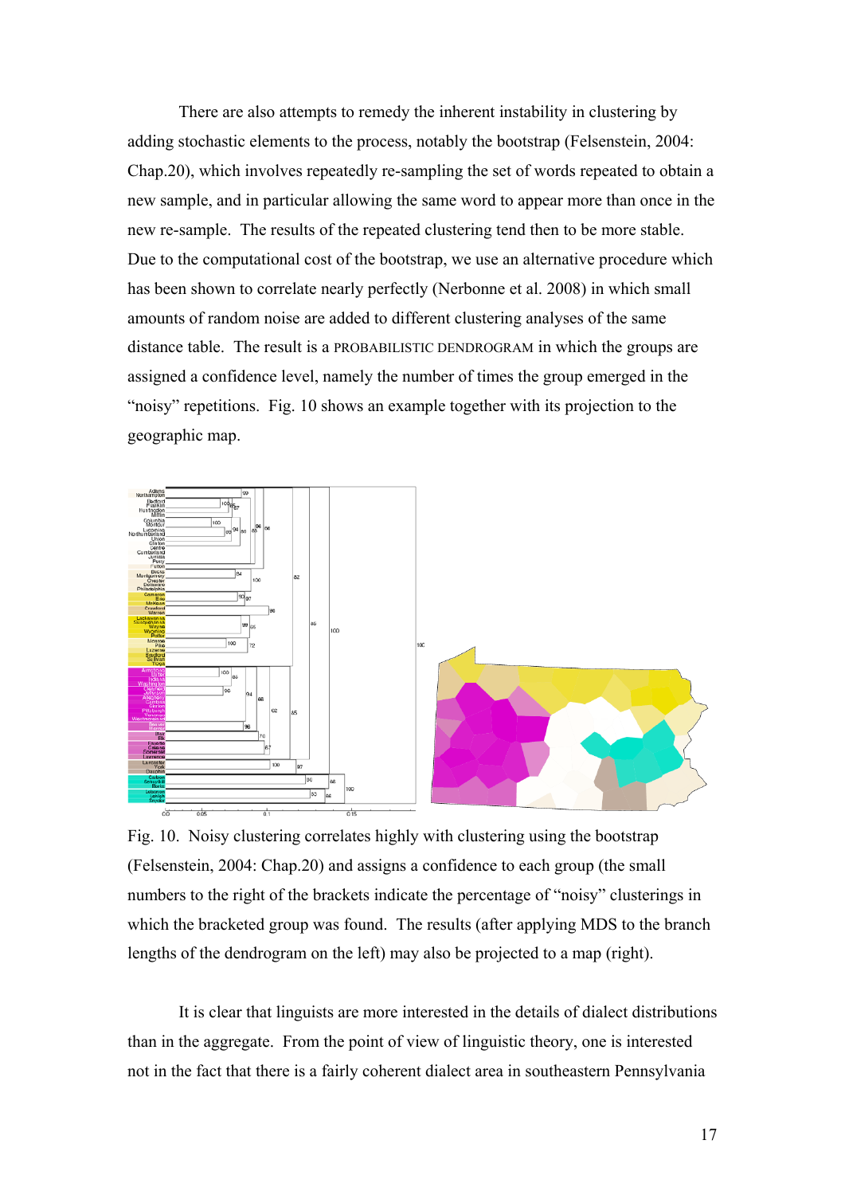There are also attempts to remedy the inherent instability in clustering by adding stochastic elements to the process, notably the bootstrap (Felsenstein, 2004: Chap.20), which involves repeatedly re-sampling the set of words repeated to obtain a new sample, and in particular allowing the same word to appear more than once in the new re-sample. The results of the repeated clustering tend then to be more stable. Due to the computational cost of the bootstrap, we use an alternative procedure which has been shown to correlate nearly perfectly (Nerbonne et al. 2008) in which small amounts of random noise are added to different clustering analyses of the same distance table. The result is a PROBABILISTIC DENDROGRAM in which the groups are assigned a confidence level, namely the number of times the group emerged in the "noisy" repetitions. Fig. 10 shows an example together with its projection to the geographic map.

Fig. 10. Noisy clustering correlates highly with clustering using the bootstrap (Felsenstein, 2004: Chap.20) and assigns a confidence to each group (the small numbers to the right of the brackets indicate the percentage of "noisy" clusterings in which the bracketed group was found. The results (after applying MDS to the branch lengths of the dendrogram on the left) may also be projected to a map (right).

It is clear that linguists are more interested in the details of dialect distributions than in the aggregate. From the point of view of linguistic theory, one is interested not in the fact that there is a fairly coherent dialect area in southeastern Pennsylvania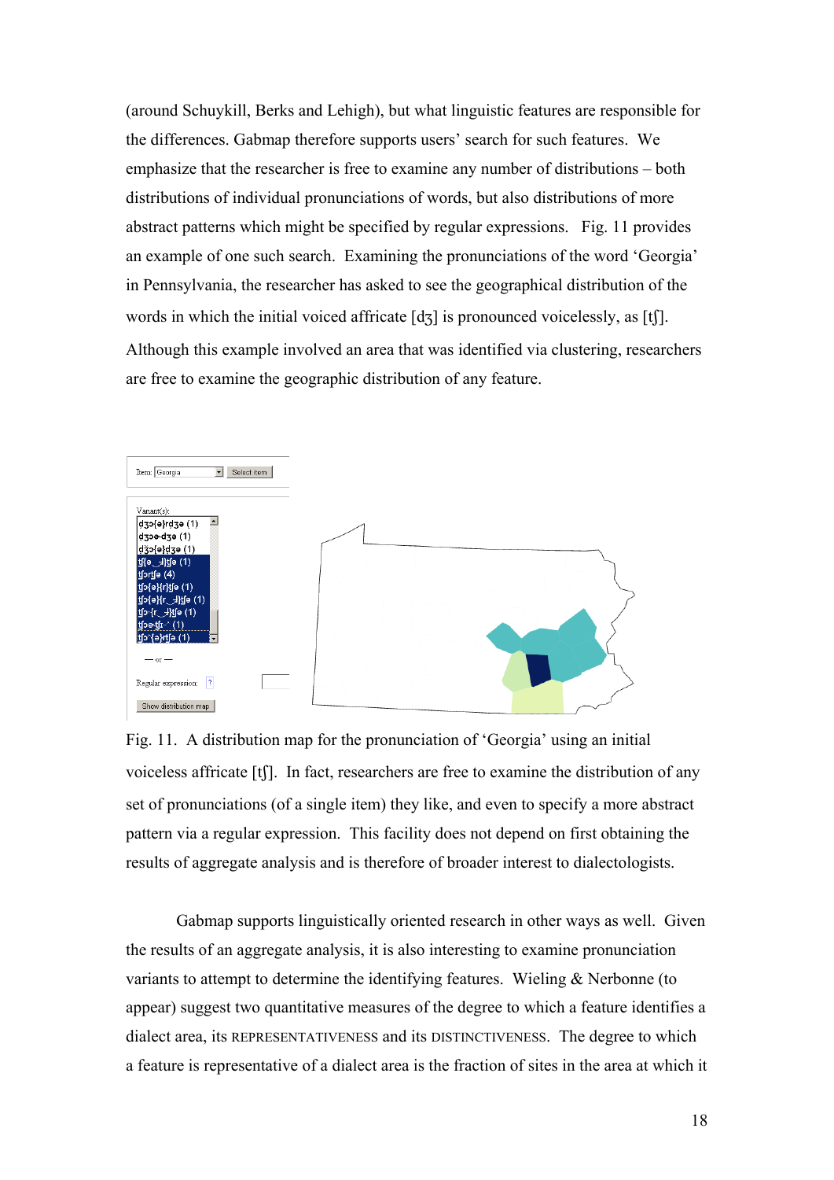(around Schuykill, Berks and Lehigh), but what linguistic features are responsible for the differences. Gabmap therefore supports users' search for such features. We emphasize that the researcher is free to examine any number of distributions – both distributions of individual pronunciations of words, but also distributions of more abstract patterns which might be specified by regular expressions. Fig. 11 provides an example of one such search. Examining the pronunciations of the word 'Georgia' in Pennsylvania, the researcher has asked to see the geographical distribution of the words in which the initial voiced affricate [dʒ] is pronounced voicelessly, as [tʃ]. Although this example involved an area that was identified via clustering, researchers are free to examine the geographic distribution of any feature.

Fig. 11. A distribution map for the pronunciation of 'Georgia' using an initial voiceless affricate [tʃ]. In fact, researchers are free to examine the distribution of any set of pronunciations (of a single item) they like, and even to specify a more abstract pattern via a regular expression. This facility does not depend on first obtaining the results of aggregate analysis and is therefore of broader interest to dialectologists.

Gabmap supports linguistically oriented research in other ways as well. Given the results of an aggregate analysis, it is also interesting to examine pronunciation variants to attempt to determine the identifying features. Wieling & Nerbonne (to appear) suggest two quantitative measures of the degree to which a feature identifies a dialect area, its REPRESENTATIVENESS and its DISTINCTIVENESS. The degree to which a feature is representative of a dialect area is the fraction of sites in the area at which it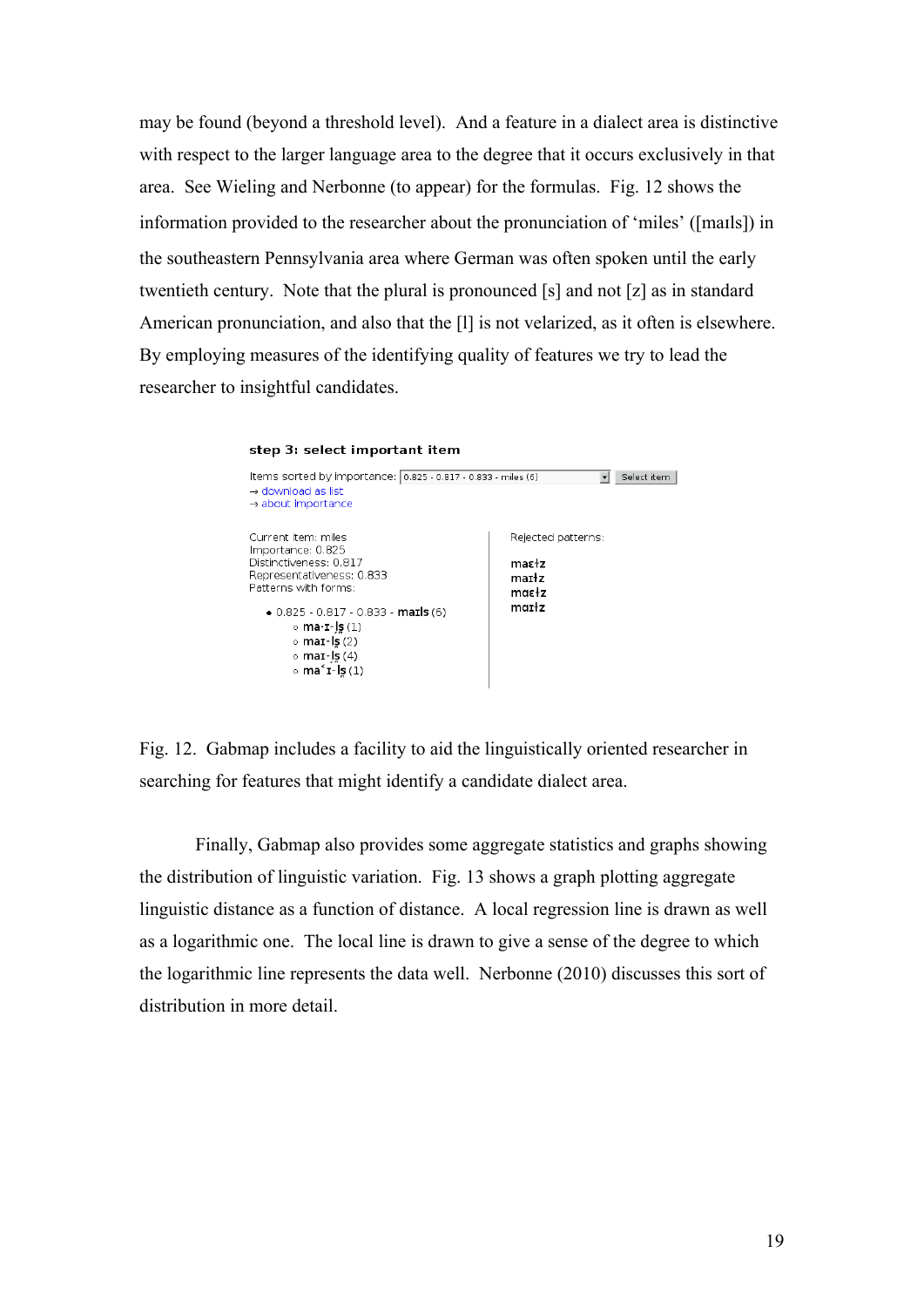may be found (beyond a threshold level). And a feature in a dialect area is distinctive with respect to the larger language area to the degree that it occurs exclusively in that area. See Wieling and Nerbonne (to appear) for the formulas. Fig. 12 shows the information provided to the researcher about the pronunciation of 'miles' ([maɪls]) in the southeastern Pennsylvania area where German was often spoken until the early twentieth century. Note that the plural is pronounced [s] and not [z] as in standard American pronunciation, and also that the [l] is not velarized, as it often is elsewhere. By employing measures of the identifying quality of features we try to lead the researcher to insightful candidates.

**step 3: select important item**

Items sorted by importance: 0.825 - 0.817 - 0.833 - miles (6) [Select item]

→ download as list
→ about importance

Current item: miles
Importance: 0.825
Distinctiveness: 0.817
Representativeness: 0.833
Patterns with forms:

- 0.825 - 0.817 - 0.833 - **maɪls** (6)
  - **ma-ɪ-l̥s** (1)
  - **maɪ-l̥s** (2)
  - **maɪ-l̥s** (4)
  - **maˁɪ-l̥s** (1)

Rejected patterns:

**maɛɫz**
**maɪɫz**
**mɑɛɫz**
**mɑɪɫz**

Fig. 12. Gabmap includes a facility to aid the linguistically oriented researcher in searching for features that might identify a candidate dialect area.

Finally, Gabmap also provides some aggregate statistics and graphs showing the distribution of linguistic variation. Fig. 13 shows a graph plotting aggregate linguistic distance as a function of distance. A local regression line is drawn as well as a logarithmic one. The local line is drawn to give a sense of the degree to which the logarithmic line represents the data well. Nerbonne (2010) discusses this sort of distribution in more detail.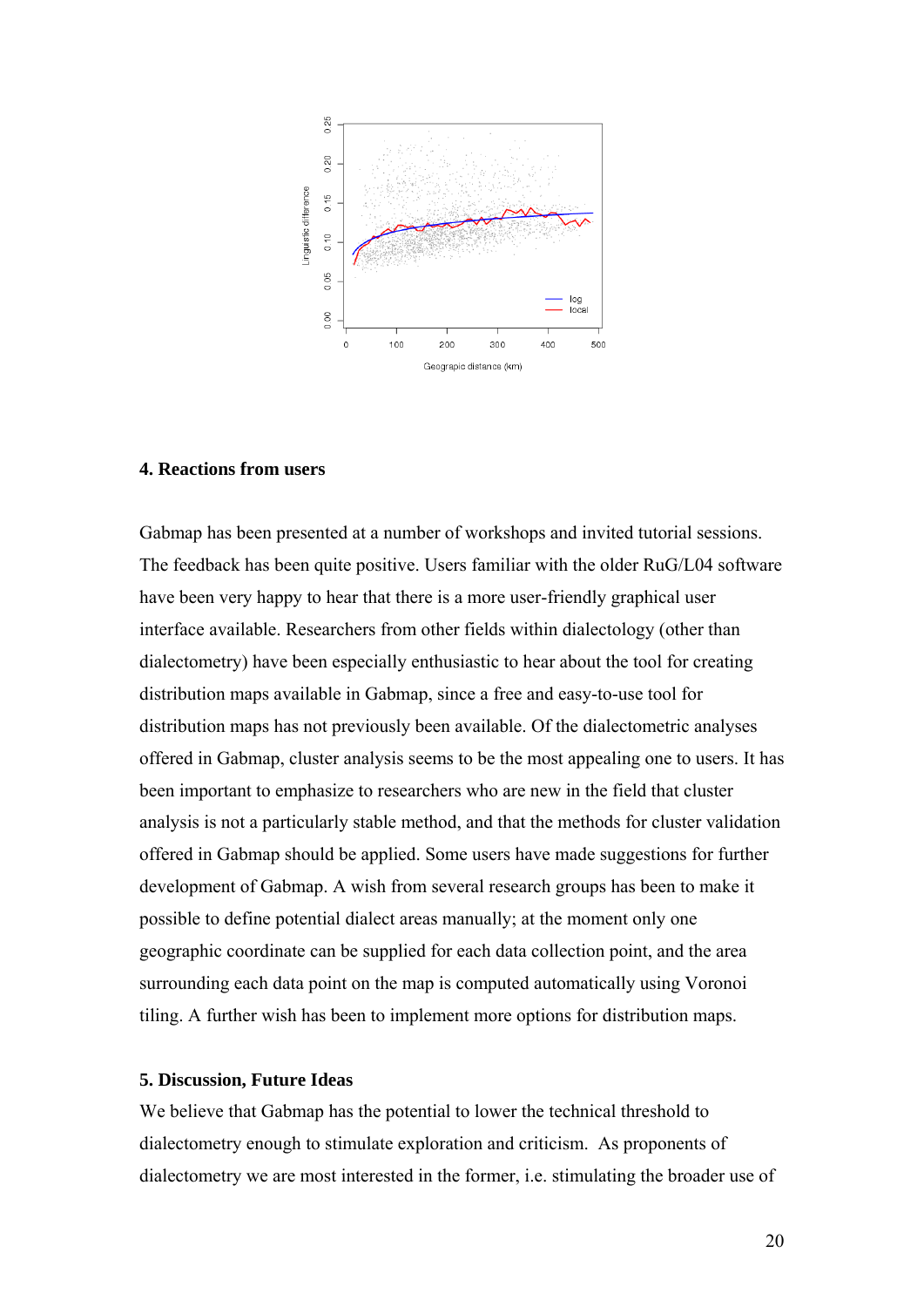## 4. Reactions from users

Gabmap has been presented at a number of workshops and invited tutorial sessions. The feedback has been quite positive. Users familiar with the older RuG/L04 software have been very happy to hear that there is a more user-friendly graphical user interface available. Researchers from other fields within dialectology (other than dialectometry) have been especially enthusiastic to hear about the tool for creating distribution maps available in Gabmap, since a free and easy-to-use tool for distribution maps has not previously been available. Of the dialectometric analyses offered in Gabmap, cluster analysis seems to be the most appealing one to users. It has been important to emphasize to researchers who are new in the field that cluster analysis is not a particularly stable method, and that the methods for cluster validation offered in Gabmap should be applied. Some users have made suggestions for further development of Gabmap. A wish from several research groups has been to make it possible to define potential dialect areas manually; at the moment only one geographic coordinate can be supplied for each data collection point, and the area surrounding each data point on the map is computed automatically using Voronoi tiling. A further wish has been to implement more options for distribution maps.

## 5. Discussion, Future Ideas

We believe that Gabmap has the potential to lower the technical threshold to dialectometry enough to stimulate exploration and criticism. As proponents of dialectometry we are most interested in the former, i.e. stimulating the broader use of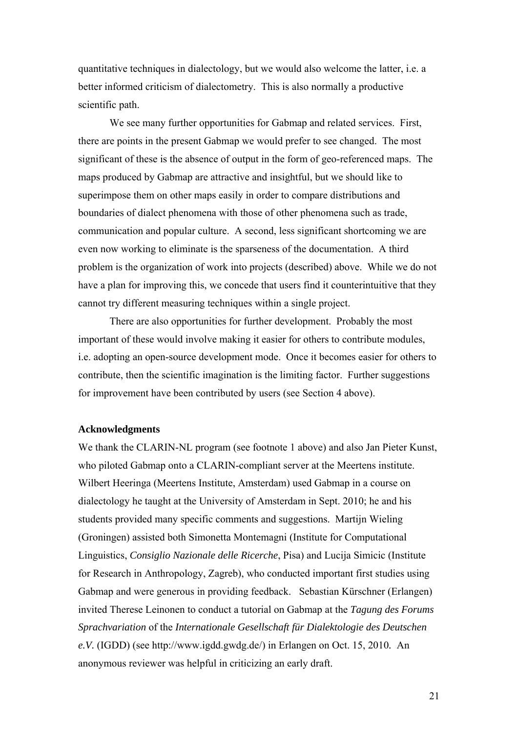quantitative techniques in dialectology, but we would also welcome the latter, i.e. a better informed criticism of dialectometry. This is also normally a productive scientific path.

We see many further opportunities for Gabmap and related services. First, there are points in the present Gabmap we would prefer to see changed. The most significant of these is the absence of output in the form of geo-referenced maps. The maps produced by Gabmap are attractive and insightful, but we should like to superimpose them on other maps easily in order to compare distributions and boundaries of dialect phenomena with those of other phenomena such as trade, communication and popular culture. A second, less significant shortcoming we are even now working to eliminate is the sparseness of the documentation. A third problem is the organization of work into projects (described) above. While we do not have a plan for improving this, we concede that users find it counterintuitive that they cannot try different measuring techniques within a single project.

There are also opportunities for further development. Probably the most important of these would involve making it easier for others to contribute modules, i.e. adopting an open-source development mode. Once it becomes easier for others to contribute, then the scientific imagination is the limiting factor. Further suggestions for improvement have been contributed by users (see Section 4 above).

**Acknowledgments**

We thank the CLARIN-NL program (see footnote 1 above) and also Jan Pieter Kunst, who piloted Gabmap onto a CLARIN-compliant server at the Meertens institute. Wilbert Heeringa (Meertens Institute, Amsterdam) used Gabmap in a course on dialectology he taught at the University of Amsterdam in Sept. 2010; he and his students provided many specific comments and suggestions. Martijn Wieling (Groningen) assisted both Simonetta Montemagni (Institute for Computational Linguistics, *Consiglio Nazionale delle Ricerche*, Pisa) and Lucija Simicic (Institute for Research in Anthropology, Zagreb), who conducted important first studies using Gabmap and were generous in providing feedback. Sebastian Kürschner (Erlangen) invited Therese Leinonen to conduct a tutorial on Gabmap at the *Tagung des Forums Sprachvariation* of the *Internationale Gesellschaft für Dialektologie des Deutschen e.V.* (IGDD) (see http://www.igdd.gwdg.de/) in Erlangen on Oct. 15, 2010. An anonymous reviewer was helpful in criticizing an early draft.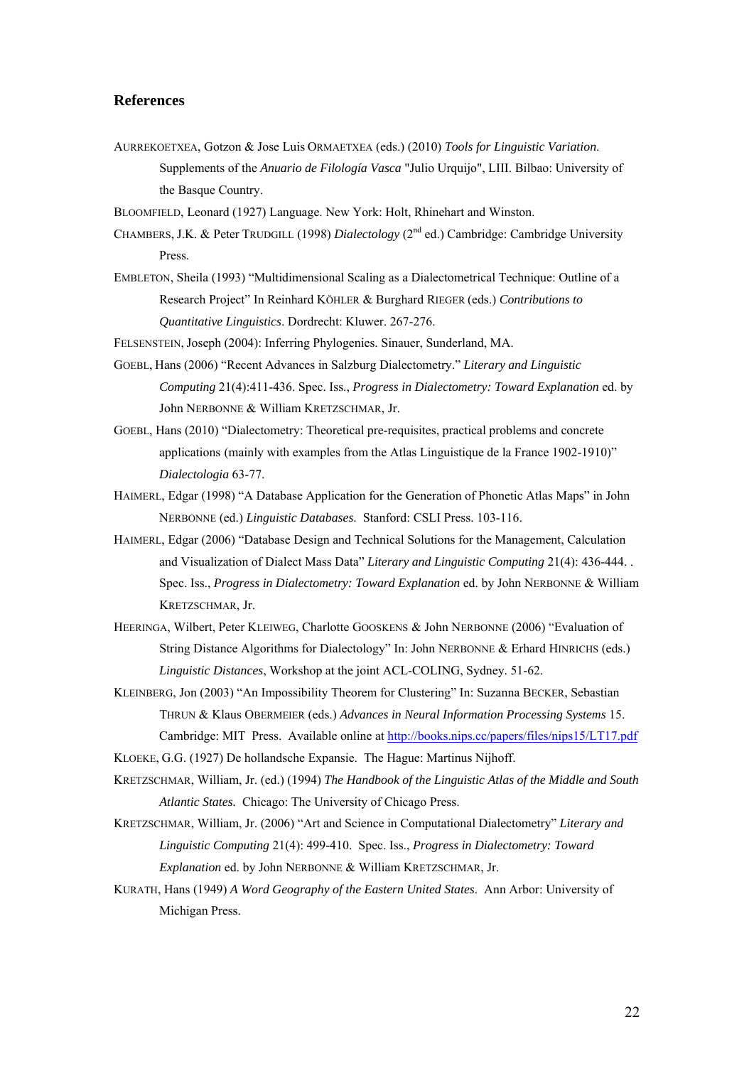## References

AURREKOETXEA, Gotzon & Jose Luis ORMAETXEA (eds.) (2010) *Tools for Linguistic Variation*. Supplements of the *Anuario de Filología Vasca* "Julio Urquijo", LIII. Bilbao: University of the Basque Country.

BLOOMFIELD, Leonard (1927) Language. New York: Holt, Rhinehart and Winston.

CHAMBERS, J.K. & Peter TRUDGILL (1998) *Dialectology* (2nd ed.) Cambridge: Cambridge University Press.

EMBLETON, Sheila (1993) "Multidimensional Scaling as a Dialectometrical Technique: Outline of a Research Project" In Reinhard KÖHLER & Burghard RIEGER (eds.) *Contributions to Quantitative Linguistics*. Dordrecht: Kluwer. 267-276.

FELSENSTEIN, Joseph (2004): Inferring Phylogenies. Sinauer, Sunderland, MA.

GOEBL, Hans (2006) "Recent Advances in Salzburg Dialectometry." *Literary and Linguistic Computing* 21(4):411-436. Spec. Iss., *Progress in Dialectometry: Toward Explanation* ed. by John NERBONNE & William KRETZSCHMAR, Jr.

GOEBL, Hans (2010) "Dialectometry: Theoretical pre-requisites, practical problems and concrete applications (mainly with examples from the Atlas Linguistique de la France 1902-1910)" *Dialectologia* 63-77.

HAIMERL, Edgar (1998) "A Database Application for the Generation of Phonetic Atlas Maps" in John NERBONNE (ed.) *Linguistic Databases*. Stanford: CSLI Press. 103-116.

HAIMERL, Edgar (2006) "Database Design and Technical Solutions for the Management, Calculation and Visualization of Dialect Mass Data" *Literary and Linguistic Computing* 21(4): 436-444. . Spec. Iss., *Progress in Dialectometry: Toward Explanation* ed. by John NERBONNE & William KRETZSCHMAR, Jr.

HEERINGA, Wilbert, Peter KLEIWEG, Charlotte GOOSKENS & John NERBONNE (2006) "Evaluation of String Distance Algorithms for Dialectology" In: John NERBONNE & Erhard HINRICHS (eds.) *Linguistic Distances*, Workshop at the joint ACL-COLING, Sydney. 51-62.

KLEINBERG, Jon (2003) "An Impossibility Theorem for Clustering" In: Suzanna BECKER, Sebastian THRUN & Klaus OBERMEIER (eds.) *Advances in Neural Information Processing Systems* 15. Cambridge: MIT Press. Available online at http://books.nips.cc/papers/files/nips15/LT17.pdf

KLOEKE, G.G. (1927) De hollandsche Expansie. The Hague: Martinus Nijhoff.

KRETZSCHMAR, William, Jr. (ed.) (1994) *The Handbook of the Linguistic Atlas of the Middle and South Atlantic States.* Chicago: The University of Chicago Press.

KRETZSCHMAR, William, Jr. (2006) "Art and Science in Computational Dialectometry" *Literary and Linguistic Computing* 21(4): 499-410. Spec. Iss., *Progress in Dialectometry: Toward Explanation* ed. by John NERBONNE & William KRETZSCHMAR, Jr.

KURATH, Hans (1949) *A Word Geography of the Eastern United States*. Ann Arbor: University of Michigan Press.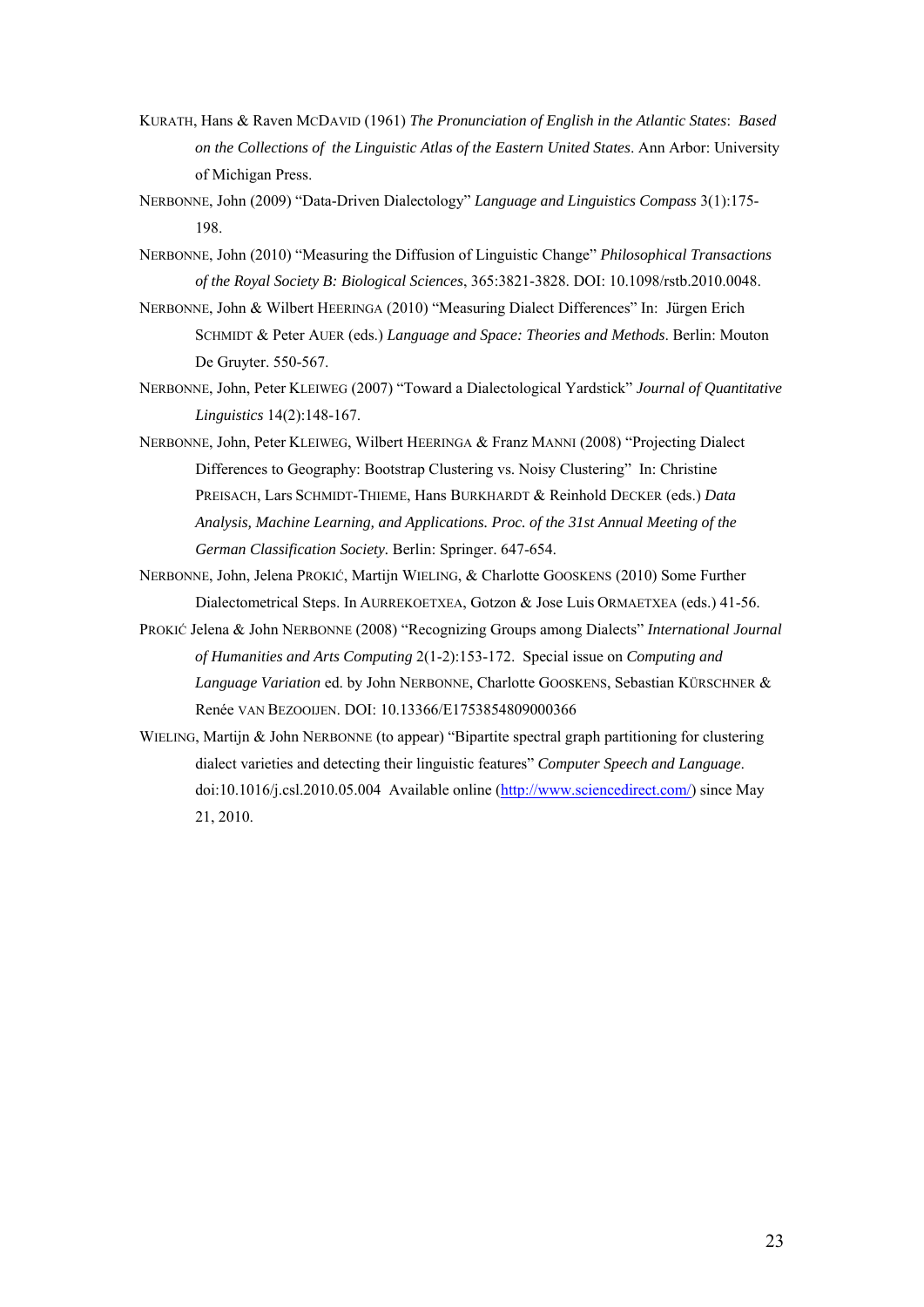KURATH, Hans & Raven MCDAVID (1961) *The Pronunciation of English in the Atlantic States*: *Based on the Collections of the Linguistic Atlas of the Eastern United States*. Ann Arbor: University of Michigan Press.

NERBONNE, John (2009) "Data-Driven Dialectology" *Language and Linguistics Compass* 3(1):175-198.

NERBONNE, John (2010) "Measuring the Diffusion of Linguistic Change" *Philosophical Transactions of the Royal Society B: Biological Sciences*, 365:3821-3828. DOI: 10.1098/rstb.2010.0048.

NERBONNE, John & Wilbert HEERINGA (2010) "Measuring Dialect Differences" In: Jürgen Erich SCHMIDT & Peter AUER (eds.) *Language and Space: Theories and Methods*. Berlin: Mouton De Gruyter. 550-567.

NERBONNE, John, Peter KLEIWEG (2007) "Toward a Dialectological Yardstick" *Journal of Quantitative Linguistics* 14(2):148-167.

NERBONNE, John, Peter KLEIWEG, Wilbert HEERINGA & Franz MANNI (2008) "Projecting Dialect Differences to Geography: Bootstrap Clustering vs. Noisy Clustering" In: Christine PREISACH, Lars SCHMIDT-THIEME, Hans BURKHARDT & Reinhold DECKER (eds.) *Data Analysis, Machine Learning, and Applications. Proc. of the 31st Annual Meeting of the German Classification Society*. Berlin: Springer. 647-654.

NERBONNE, John, Jelena PROKIĆ, Martijn WIELING, & Charlotte GOOSKENS (2010) Some Further Dialectometrical Steps. In AURREKOETXEA, Gotzon & Jose Luis ORMAETXEA (eds.) 41-56.

PROKIĆ Jelena & John NERBONNE (2008) "Recognizing Groups among Dialects" *International Journal of Humanities and Arts Computing* 2(1-2):153-172. Special issue on *Computing and Language Variation* ed. by John NERBONNE, Charlotte GOOSKENS, Sebastian KÜRSCHNER & Renée VAN BEZOOIJEN. DOI: 10.13366/E1753854809000366

WIELING, Martijn & John NERBONNE (to appear) "Bipartite spectral graph partitioning for clustering dialect varieties and detecting their linguistic features" *Computer Speech and Language*. doi:10.1016/j.csl.2010.05.004 Available online (http://www.sciencedirect.com/) since May 21, 2010.